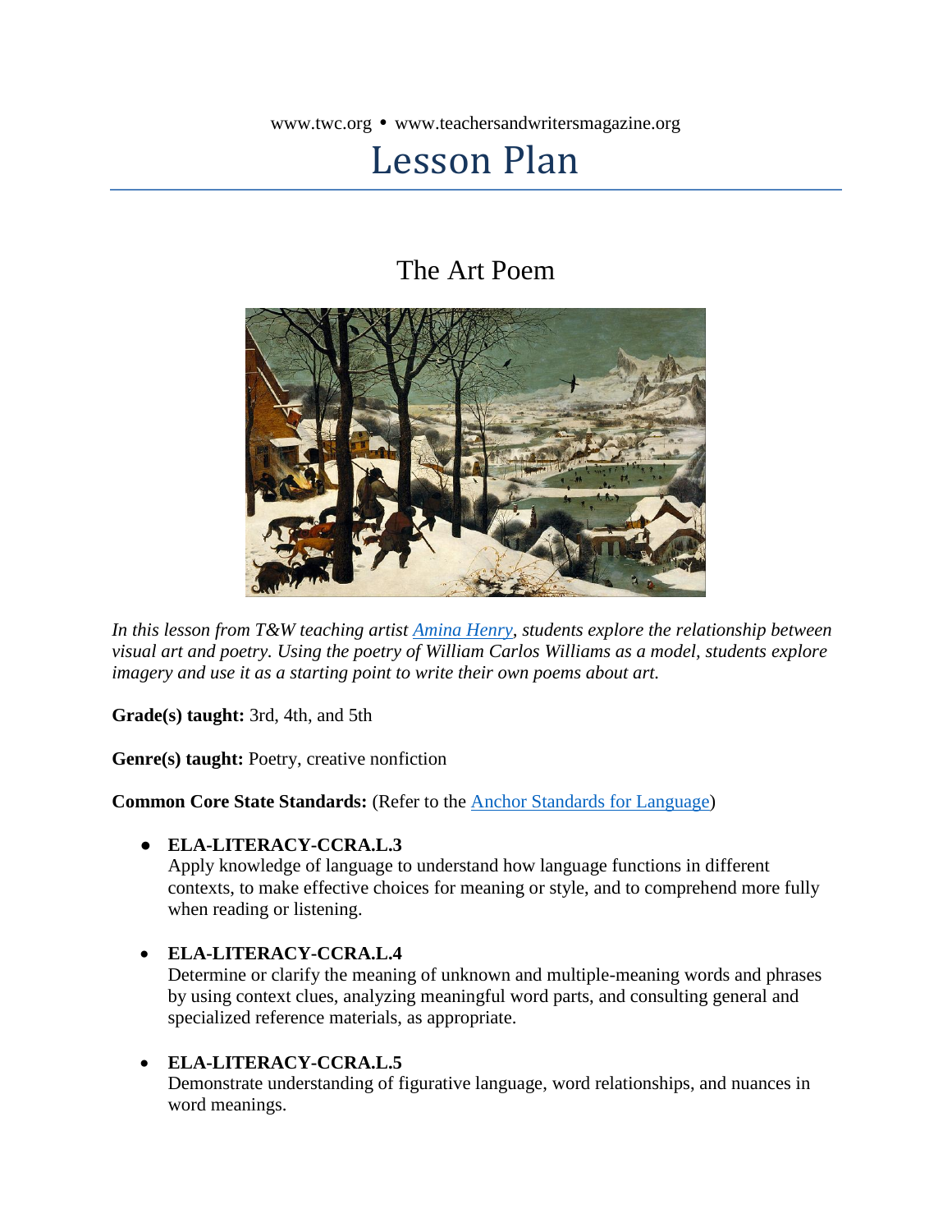www.twc.org • www.teachersandwritersmagazine.org

# Lesson Plan

## The Art Poem

*In this lesson from T&W teaching artist [Amina Henry](), students explore the relationship between visual art and poetry. Using the poetry of William Carlos Williams as a model, students explore imagery and use it as a starting point to write their own poems about art.*

**Grade(s) taught:** 3rd, 4th, and 5th

**Genre(s) taught:** Poetry, creative nonfiction

**Common Core State Standards:** (Refer to the [Anchor Standards for Language]())

- **ELA-LITERACY-CCRA.L.3**
  Apply knowledge of language to understand how language functions in different contexts, to make effective choices for meaning or style, and to comprehend more fully when reading or listening.

- **ELA-LITERACY-CCRA.L.4**
  Determine or clarify the meaning of unknown and multiple-meaning words and phrases by using context clues, analyzing meaningful word parts, and consulting general and specialized reference materials, as appropriate.

- **ELA-LITERACY-CCRA.L.5**
  Demonstrate understanding of figurative language, word relationships, and nuances in word meanings.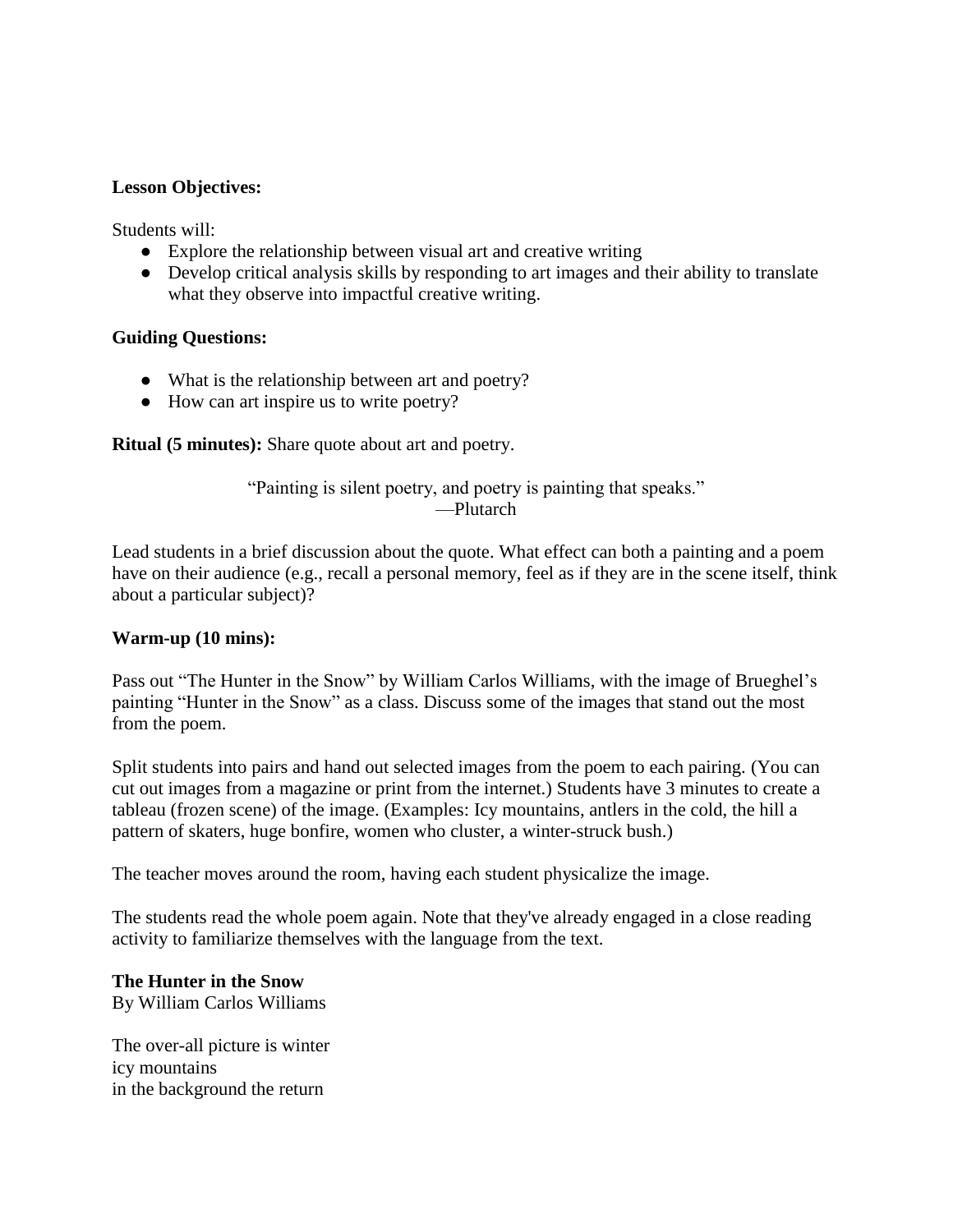**Lesson Objectives:**

Students will:

- Explore the relationship between visual art and creative writing
- Develop critical analysis skills by responding to art images and their ability to translate what they observe into impactful creative writing.

**Guiding Questions:**

- What is the relationship between art and poetry?
- How can art inspire us to write poetry?

**Ritual (5 minutes):** Share quote about art and poetry.

"Painting is silent poetry, and poetry is painting that speaks."
—Plutarch

Lead students in a brief discussion about the quote. What effect can both a painting and a poem have on their audience (e.g., recall a personal memory, feel as if they are in the scene itself, think about a particular subject)?

**Warm-up (10 mins):**

Pass out "The Hunter in the Snow" by William Carlos Williams, with the image of Brueghel's painting "Hunter in the Snow" as a class. Discuss some of the images that stand out the most from the poem.

Split students into pairs and hand out selected images from the poem to each pairing. (You can cut out images from a magazine or print from the internet.) Students have 3 minutes to create a tableau (frozen scene) of the image. (Examples: Icy mountains, antlers in the cold, the hill a pattern of skaters, huge bonfire, women who cluster, a winter-struck bush.)

The teacher moves around the room, having each student physicalize the image.

The students read the whole poem again. Note that they've already engaged in a close reading activity to familiarize themselves with the language from the text.

**The Hunter in the Snow**
By William Carlos Williams

The over-all picture is winter
icy mountains
in the background the return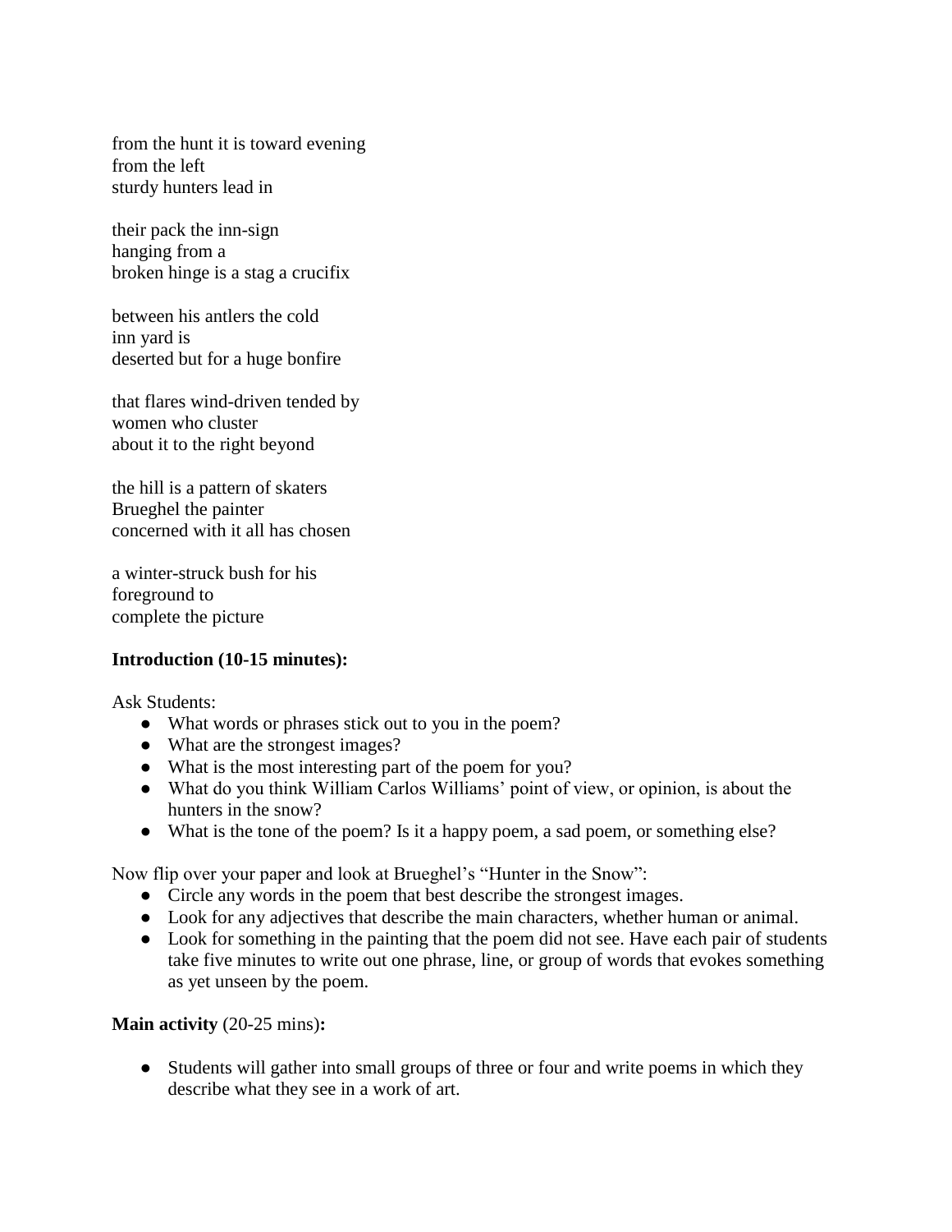from the hunt it is toward evening
from the left
sturdy hunters lead in

their pack the inn-sign
hanging from a
broken hinge is a stag a crucifix

between his antlers the cold
inn yard is
deserted but for a huge bonfire

that flares wind-driven tended by
women who cluster
about it to the right beyond

the hill is a pattern of skaters
Brueghel the painter
concerned with it all has chosen

a winter-struck bush for his
foreground to
complete the picture

**Introduction (10-15 minutes):**

Ask Students:

- What words or phrases stick out to you in the poem?
- What are the strongest images?
- What is the most interesting part of the poem for you?
- What do you think William Carlos Williams' point of view, or opinion, is about the hunters in the snow?
- What is the tone of the poem? Is it a happy poem, a sad poem, or something else?

Now flip over your paper and look at Brueghel's "Hunter in the Snow":

- Circle any words in the poem that best describe the strongest images.
- Look for any adjectives that describe the main characters, whether human or animal.
- Look for something in the painting that the poem did not see. Have each pair of students take five minutes to write out one phrase, line, or group of words that evokes something as yet unseen by the poem.

**Main activity** (20-25 mins)**:**

- Students will gather into small groups of three or four and write poems in which they describe what they see in a work of art.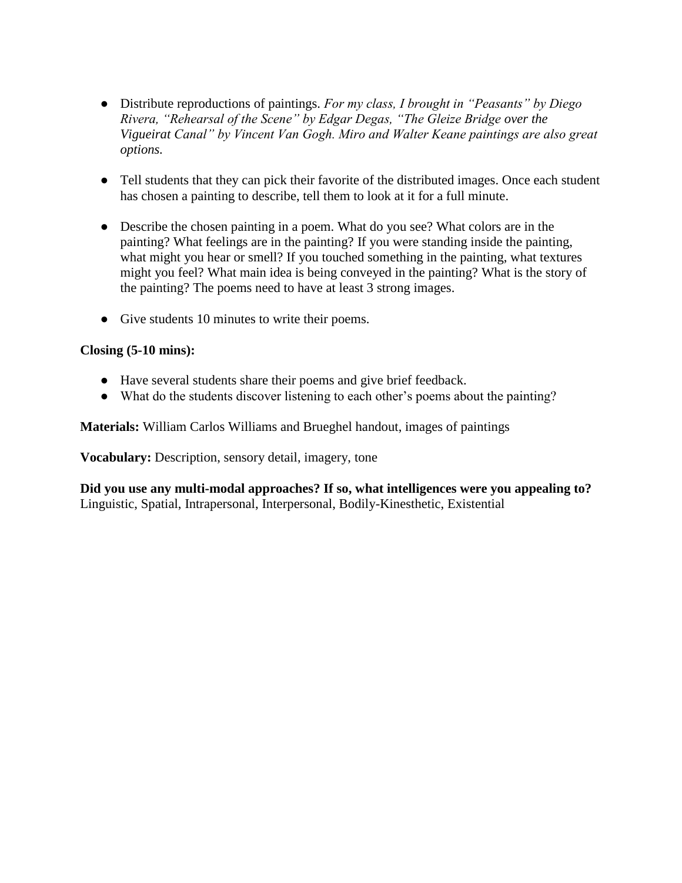- Distribute reproductions of paintings. *For my class, I brought in "Peasants" by Diego Rivera, "Rehearsal of the Scene" by Edgar Degas, "The Gleize Bridge over the Vigueirat Canal" by Vincent Van Gogh. Miro and Walter Keane paintings are also great options.*

- Tell students that they can pick their favorite of the distributed images. Once each student has chosen a painting to describe, tell them to look at it for a full minute.

- Describe the chosen painting in a poem. What do you see? What colors are in the painting? What feelings are in the painting? If you were standing inside the painting, what might you hear or smell? If you touched something in the painting, what textures might you feel? What main idea is being conveyed in the painting? What is the story of the painting? The poems need to have at least 3 strong images.

- Give students 10 minutes to write their poems.

**Closing (5-10 mins):**

- Have several students share their poems and give brief feedback.
- What do the students discover listening to each other's poems about the painting?

**Materials:** William Carlos Williams and Brueghel handout, images of paintings

**Vocabulary:** Description, sensory detail, imagery, tone

**Did you use any multi-modal approaches? If so, what intelligences were you appealing to?**
Linguistic, Spatial, Intrapersonal, Interpersonal, Bodily-Kinesthetic, Existential